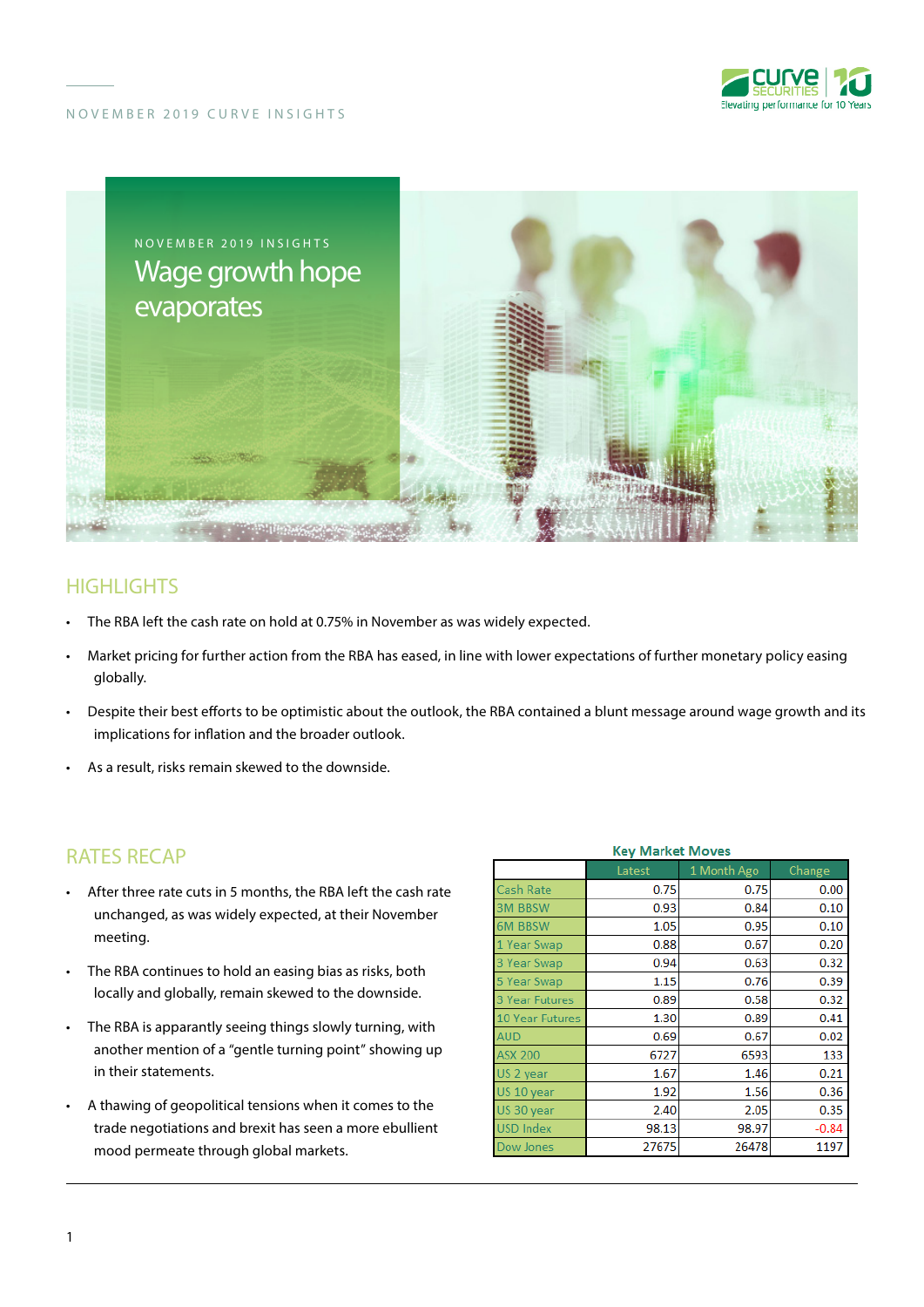# Wage growth hope evaporates

NOVEMBER 2019 INSIGHTS

## HIGHLIGHTS

- The RBA left the cash rate on hold at 0.75% in November as was widely expected.
- Market pricing for further action from the RBA has eased, in line with lower expectations of further monetary policy easing globally.
- Despite their best efforts to be optimistic about the outlook, the RBA contained a blunt message around wage growth and its implications for inflation and the broader outlook.
- As a result, risks remain skewed to the downside.

## RATES RECAP

- After three rate cuts in 5 months, the RBA left the cash rate unchanged, as was widely expected, at their November meeting.
- The RBA continues to hold an easing bias as risks, both locally and globally, remain skewed to the downside.
- The RBA is apparantly seeing things slowly turning, with another mention of a "gentle turning point" showing up in their statements.
- A thawing of geopolitical tensions when it comes to the trade negotiations and brexit has seen a more ebullient mood permeate through global markets.

**Key Market Moves**

| | Latest | 1 Month Ago | Change |
|---|---|---|---|
| Cash Rate | 0.75 | 0.75 | 0.00 |
| 3M BBSW | 0.93 | 0.84 | 0.10 |
| 6M BBSW | 1.05 | 0.95 | 0.10 |
| 1 Year Swap | 0.88 | 0.67 | 0.20 |
| 3 Year Swap | 0.94 | 0.63 | 0.32 |
| 5 Year Swap | 1.15 | 0.76 | 0.39 |
| 3 Year Futures | 0.89 | 0.58 | 0.32 |
| 10 Year Futures | 1.30 | 0.89 | 0.41 |
| AUD | 0.69 | 0.67 | 0.02 |
| ASX 200 | 6727 | 6593 | 133 |
| US 2 year | 1.67 | 1.46 | 0.21 |
| US 10 year | 1.92 | 1.56 | 0.36 |
| US 30 year | 2.40 | 2.05 | 0.35 |
| USD Index | 98.13 | 98.97 | -0.84 |
| Dow Jones | 27675 | 26478 | 1197 |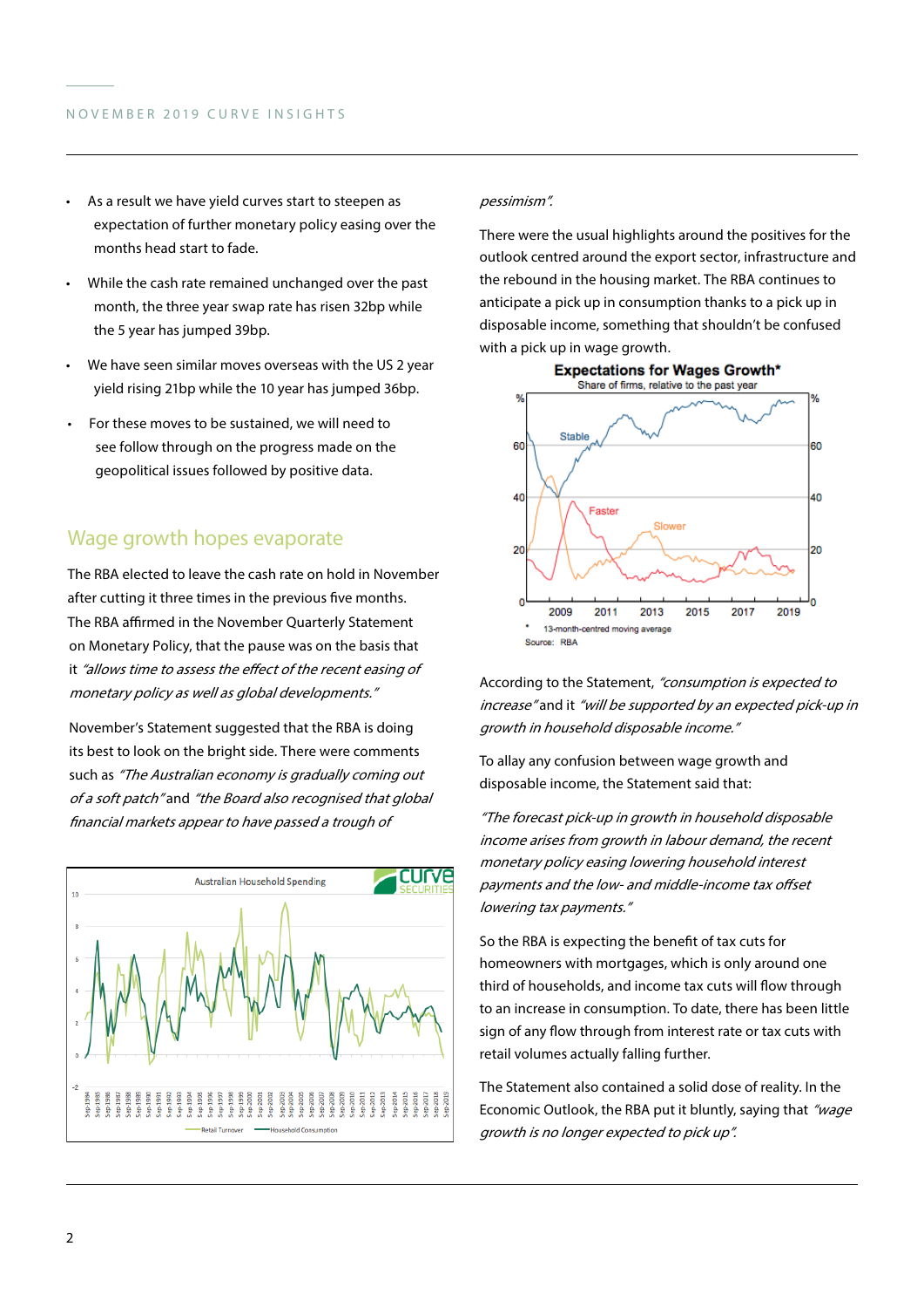- As a result we have yield curves start to steepen as expectation of further monetary policy easing over the months head start to fade.
- While the cash rate remained unchanged over the past month, the three year swap rate has risen 32bp while the 5 year has jumped 39bp.
- We have seen similar moves overseas with the US 2 year yield rising 21bp while the 10 year has jumped 36bp.
- For these moves to be sustained, we will need to see follow through on the progress made on the geopolitical issues followed by positive data.

## Wage growth hopes evaporate

The RBA elected to leave the cash rate on hold in November after cutting it three times in the previous five months. The RBA affirmed in the November Quarterly Statement on Monetary Policy, that the pause was on the basis that it *"allows time to assess the effect of the recent easing of monetary policy as well as global developments."*

November's Statement suggested that the RBA is doing its best to look on the bright side. There were comments such as *"The Australian economy is gradually coming out of a soft patch"* and *"the Board also recognised that global financial markets appear to have passed a trough of pessimism".*

There were the usual highlights around the positives for the outlook centred around the export sector, infrastructure and the rebound in the housing market. The RBA continues to anticipate a pick up in consumption thanks to a pick up in disposable income, something that shouldn't be confused with a pick up in wage growth.

According to the Statement, *"consumption is expected to increase"* and it *"will be supported by an expected pick-up in growth in household disposable income."*

To allay any confusion between wage growth and disposable income, the Statement said that:

*"The forecast pick-up in growth in household disposable income arises from growth in labour demand, the recent monetary policy easing lowering household interest payments and the low- and middle-income tax offset lowering tax payments."*

So the RBA is expecting the benefit of tax cuts for homeowners with mortgages, which is only around one third of households, and income tax cuts will flow through to an increase in consumption. To date, there has been little sign of any flow through from interest rate or tax cuts with retail volumes actually falling further.

The Statement also contained a solid dose of reality. In the Economic Outlook, the RBA put it bluntly, saying that *"wage growth is no longer expected to pick up".*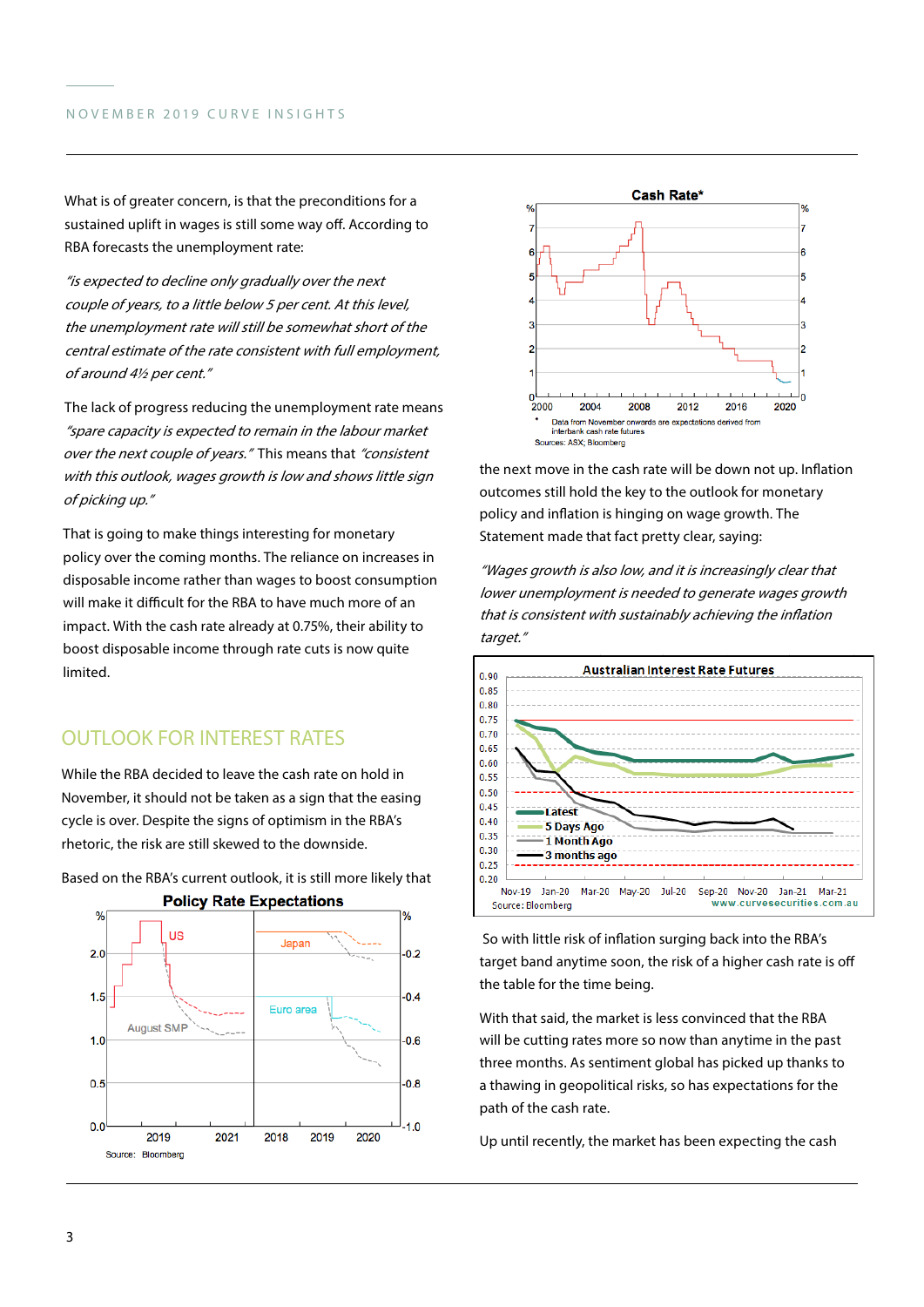What is of greater concern, is that the preconditions for a sustained uplift in wages is still some way off. According to RBA forecasts the unemployment rate:

*"is expected to decline only gradually over the next couple of years, to a little below 5 per cent. At this level, the unemployment rate will still be somewhat short of the central estimate of the rate consistent with full employment, of around 4½ per cent."*

The lack of progress reducing the unemployment rate means *"spare capacity is expected to remain in the labour market over the next couple of years."* This means that *"consistent with this outlook, wages growth is low and shows little sign of picking up."*

That is going to make things interesting for monetary policy over the coming months. The reliance on increases in disposable income rather than wages to boost consumption will make it difficult for the RBA to have much more of an impact. With the cash rate already at 0.75%, their ability to boost disposable income through rate cuts is now quite limited.

## OUTLOOK FOR INTEREST RATES

While the RBA decided to leave the cash rate on hold in November, it should not be taken as a sign that the easing cycle is over. Despite the signs of optimism in the RBA's rhetoric, the risk are still skewed to the downside.

Based on the RBA's current outlook, it is still more likely that the next move in the cash rate will be down not up. Inflation outcomes still hold the key to the outlook for monetary policy and inflation is hinging on wage growth. The Statement made that fact pretty clear, saying:

*"Wages growth is also low, and it is increasingly clear that lower unemployment is needed to generate wages growth that is consistent with sustainably achieving the inflation target."*

So with little risk of inflation surging back into the RBA's target band anytime soon, the risk of a higher cash rate is off the table for the time being.

With that said, the market is less convinced that the RBA will be cutting rates more so now than anytime in the past three months. As sentiment global has picked up thanks to a thawing in geopolitical risks, so has expectations for the path of the cash rate.

Up until recently, the market has been expecting the cash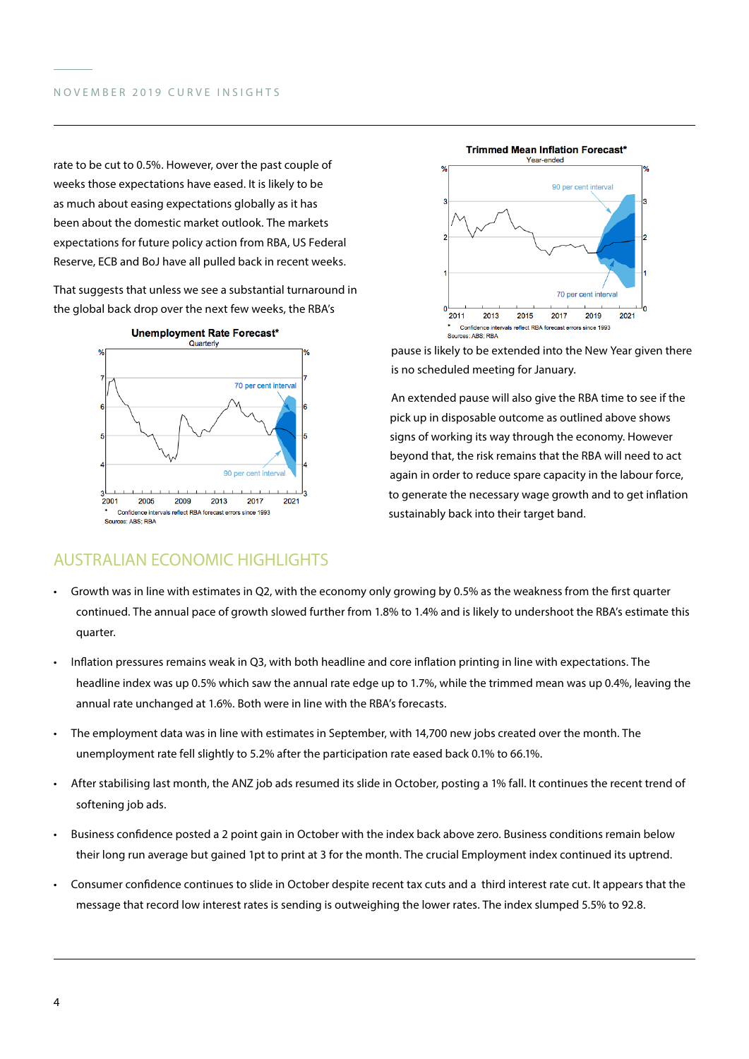rate to be cut to 0.5%. However, over the past couple of weeks those expectations have eased. It is likely to be as much about easing expectations globally as it has been about the domestic market outlook. The markets expectations for future policy action from RBA, US Federal Reserve, ECB and BoJ have all pulled back in recent weeks.

That suggests that unless we see a substantial turnaround in the global back drop over the next few weeks, the RBA's pause is likely to be extended into the New Year given there is no scheduled meeting for January.

An extended pause will also give the RBA time to see if the pick up in disposable outcome as outlined above shows signs of working its way through the economy. However beyond that, the risk remains that the RBA will need to act again in order to reduce spare capacity in the labour force, to generate the necessary wage growth and to get inflation sustainably back into their target band.

**Unemployment Rate Forecast***
Quarterly

\* Confidence intervals reflect RBA forecast errors since 1993
Sources: ABS; RBA

**Trimmed Mean Inflation Forecast***
Year-ended

\* Confidence intervals reflect RBA forecast errors since 1993
Sources: ABS; RBA

## AUSTRALIAN ECONOMIC HIGHLIGHTS

- Growth was in line with estimates in Q2, with the economy only growing by 0.5% as the weakness from the first quarter continued. The annual pace of growth slowed further from 1.8% to 1.4% and is likely to undershoot the RBA's estimate this quarter.
- Inflation pressures remains weak in Q3, with both headline and core inflation printing in line with expectations. The headline index was up 0.5% which saw the annual rate edge up to 1.7%, while the trimmed mean was up 0.4%, leaving the annual rate unchanged at 1.6%. Both were in line with the RBA's forecasts.
- The employment data was in line with estimates in September, with 14,700 new jobs created over the month. The unemployment rate fell slightly to 5.2% after the participation rate eased back 0.1% to 66.1%.
- After stabilising last month, the ANZ job ads resumed its slide in October, posting a 1% fall. It continues the recent trend of softening job ads.
- Business confidence posted a 2 point gain in October with the index back above zero. Business conditions remain below their long run average but gained 1pt to print at 3 for the month. The crucial Employment index continued its uptrend.
- Consumer confidence continues to slide in October despite recent tax cuts and a third interest rate cut. It appears that the message that record low interest rates is sending is outweighing the lower rates. The index slumped 5.5% to 92.8.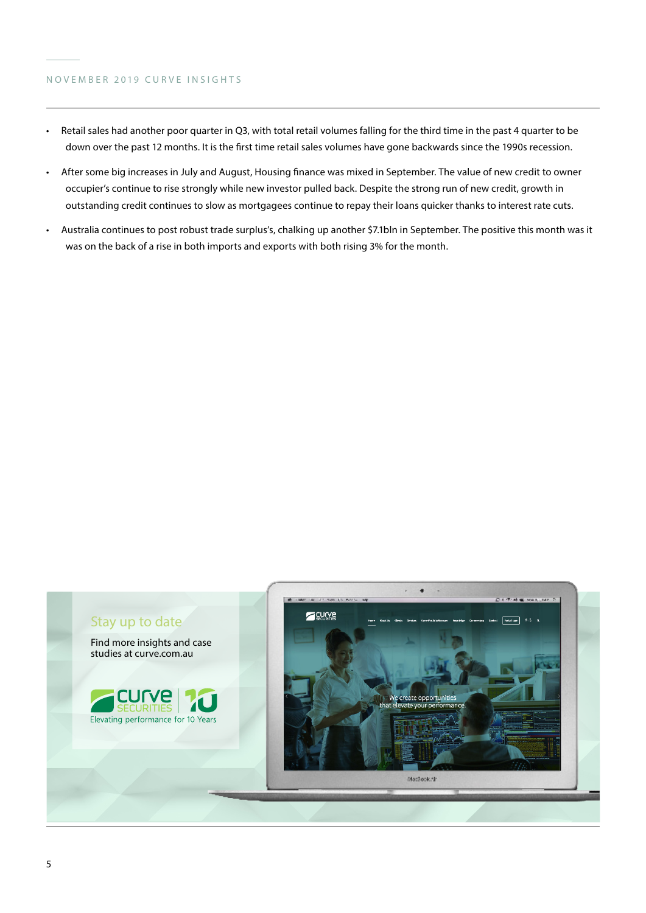- Retail sales had another poor quarter in Q3, with total retail volumes falling for the third time in the past 4 quarter to be down over the past 12 months. It is the first time retail sales volumes have gone backwards since the 1990s recession.
- After some big increases in July and August, Housing finance was mixed in September. The value of new credit to owner occupier's continue to rise strongly while new investor pulled back. Despite the strong run of new credit, growth in outstanding credit continues to slow as mortgagees continue to repay their loans quicker thanks to interest rate cuts.
- Australia continues to post robust trade surplus's, chalking up another $7.1bln in September. The positive this month was it was on the back of a rise in both imports and exports with both rising 3% for the month.

Stay up to date

Find more insights and case studies at curve.com.au

Curve Securities 10

Elevating performance for 10 Years